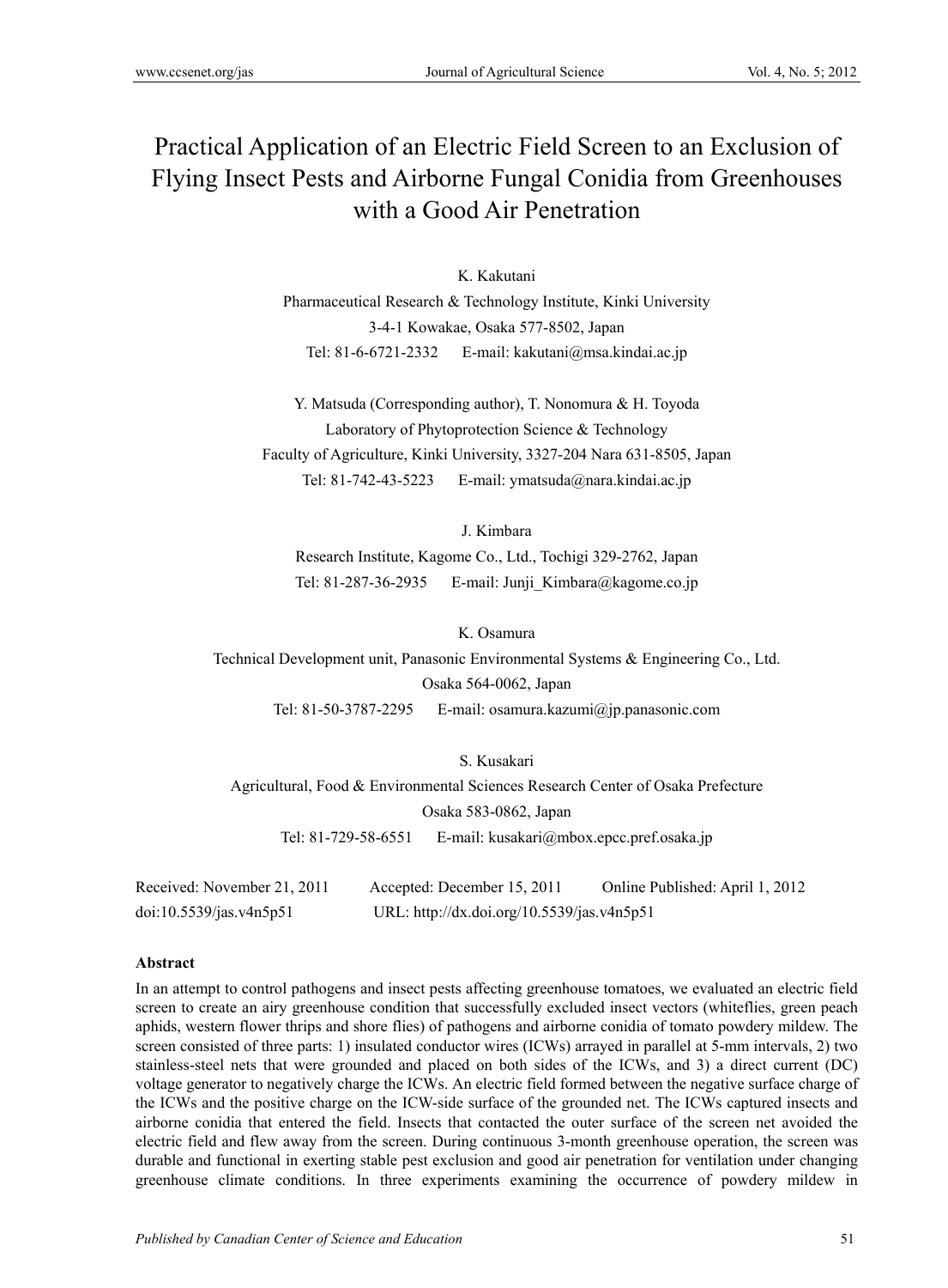# Practical Application of an Electric Field Screen to an Exclusion of Flying Insect Pests and Airborne Fungal Conidia from Greenhouses with a Good Air Penetration

K. Kakutani

Pharmaceutical Research & Technology Institute, Kinki University

3-4-1 Kowakae, Osaka 577-8502, Japan

Tel: 81-6-6721-2332 E-mail: kakutani@msa.kindai.ac.jp

Y. Matsuda (Corresponding author), T. Nonomura & H. Toyoda

Laboratory of Phytoprotection Science & Technology

Faculty of Agriculture, Kinki University, 3327-204 Nara 631-8505, Japan

Tel: 81-742-43-5223 E-mail: ymatsuda@nara.kindai.ac.jp

J. Kimbara

Research Institute, Kagome Co., Ltd., Tochigi 329-2762, Japan

Tel: 81-287-36-2935 E-mail: Junji_Kimbara@kagome.co.jp

K. Osamura

Technical Development unit, Panasonic Environmental Systems & Engineering Co., Ltd.

Osaka 564-0062, Japan

Tel: 81-50-3787-2295 E-mail: osamura.kazumi@jp.panasonic.com

S. Kusakari

Agricultural, Food & Environmental Sciences Research Center of Osaka Prefecture

Osaka 583-0862, Japan

Tel: 81-729-58-6551 E-mail: kusakari@mbox.epcc.pref.osaka.jp

Received: November 21, 2011 Accepted: December 15, 2011 Online Published: April 1, 2012

doi:10.5539/jas.v4n5p51 URL: http://dx.doi.org/10.5539/jas.v4n5p51

**Abstract**

In an attempt to control pathogens and insect pests affecting greenhouse tomatoes, we evaluated an electric field screen to create an airy greenhouse condition that successfully excluded insect vectors (whiteflies, green peach aphids, western flower thrips and shore flies) of pathogens and airborne conidia of tomato powdery mildew. The screen consisted of three parts: 1) insulated conductor wires (ICWs) arrayed in parallel at 5-mm intervals, 2) two stainless-steel nets that were grounded and placed on both sides of the ICWs, and 3) a direct current (DC) voltage generator to negatively charge the ICWs. An electric field formed between the negative surface charge of the ICWs and the positive charge on the ICW-side surface of the grounded net. The ICWs captured insects and airborne conidia that entered the field. Insects that contacted the outer surface of the screen net avoided the electric field and flew away from the screen. During continuous 3-month greenhouse operation, the screen was durable and functional in exerting stable pest exclusion and good air penetration for ventilation under changing greenhouse climate conditions. In three experiments examining the occurrence of powdery mildew in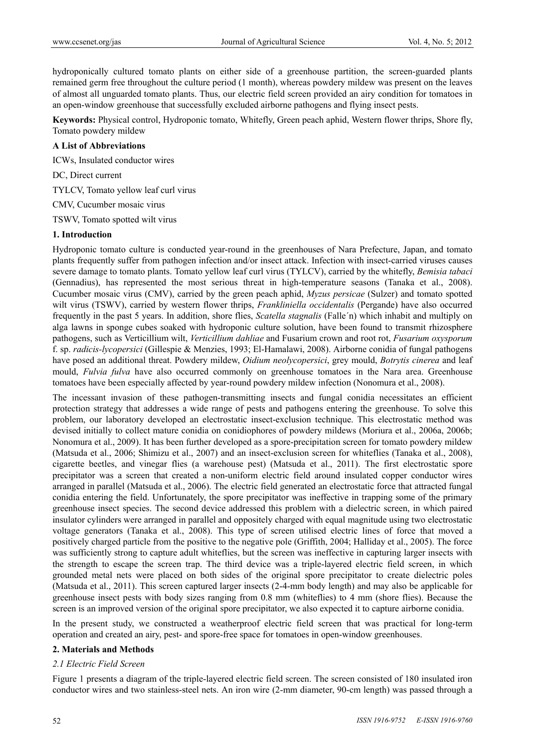hydroponically cultured tomato plants on either side of a greenhouse partition, the screen-guarded plants remained germ free throughout the culture period (1 month), whereas powdery mildew was present on the leaves of almost all unguarded tomato plants. Thus, our electric field screen provided an airy condition for tomatoes in an open-window greenhouse that successfully excluded airborne pathogens and flying insect pests.

**Keywords:** Physical control, Hydroponic tomato, Whitefly, Green peach aphid, Western flower thrips, Shore fly, Tomato powdery mildew

**A List of Abbreviations**

ICWs, Insulated conductor wires

DC, Direct current

TYLCV, Tomato yellow leaf curl virus

CMV, Cucumber mosaic virus

TSWV, Tomato spotted wilt virus

## 1. Introduction

Hydroponic tomato culture is conducted year-round in the greenhouses of Nara Prefecture, Japan, and tomato plants frequently suffer from pathogen infection and/or insect attack. Infection with insect-carried viruses causes severe damage to tomato plants. Tomato yellow leaf curl virus (TYLCV), carried by the whitefly, *Bemisia tabaci* (Gennadius), has represented the most serious threat in high-temperature seasons (Tanaka et al., 2008). Cucumber mosaic virus (CMV), carried by the green peach aphid, *Myzus persicae* (Sulzer) and tomato spotted wilt virus (TSWV), carried by western flower thrips, *Frankliniella occidentalis* (Pergande) have also occurred frequently in the past 5 years. In addition, shore flies, *Scatella stagnalis* (Falle´n) which inhabit and multiply on alga lawns in sponge cubes soaked with hydroponic culture solution, have been found to transmit rhizosphere pathogens, such as Verticillium wilt, *Verticillium dahliae* and Fusarium crown and root rot, *Fusarium oxysporum* f. sp. *radicis-lycopersici* (Gillespie & Menzies, 1993; El-Hamalawi, 2008). Airborne conidia of fungal pathogens have posed an additional threat. Powdery mildew, *Oidium neolycopersici*, grey mould, *Botrytis cinerea* and leaf mould, *Fulvia fulva* have also occurred commonly on greenhouse tomatoes in the Nara area. Greenhouse tomatoes have been especially affected by year-round powdery mildew infection (Nonomura et al., 2008).

The incessant invasion of these pathogen-transmitting insects and fungal conidia necessitates an efficient protection strategy that addresses a wide range of pests and pathogens entering the greenhouse. To solve this problem, our laboratory developed an electrostatic insect-exclusion technique. This electrostatic method was devised initially to collect mature conidia on conidiophores of powdery mildews (Moriura et al., 2006a, 2006b; Nonomura et al., 2009). It has been further developed as a spore-precipitation screen for tomato powdery mildew (Matsuda et al., 2006; Shimizu et al., 2007) and an insect-exclusion screen for whiteflies (Tanaka et al., 2008), cigarette beetles, and vinegar flies (a warehouse pest) (Matsuda et al., 2011). The first electrostatic spore precipitator was a screen that created a non-uniform electric field around insulated copper conductor wires arranged in parallel (Matsuda et al., 2006). The electric field generated an electrostatic force that attracted fungal conidia entering the field. Unfortunately, the spore precipitator was ineffective in trapping some of the primary greenhouse insect species. The second device addressed this problem with a dielectric screen, in which paired insulator cylinders were arranged in parallel and oppositely charged with equal magnitude using two electrostatic voltage generators (Tanaka et al., 2008). This type of screen utilised electric lines of force that moved a positively charged particle from the positive to the negative pole (Griffith, 2004; Halliday et al., 2005). The force was sufficiently strong to capture adult whiteflies, but the screen was ineffective in capturing larger insects with the strength to escape the screen trap. The third device was a triple-layered electric field screen, in which grounded metal nets were placed on both sides of the original spore precipitator to create dielectric poles (Matsuda et al., 2011). This screen captured larger insects (2-4-mm body length) and may also be applicable for greenhouse insect pests with body sizes ranging from 0.8 mm (whiteflies) to 4 mm (shore flies). Because the screen is an improved version of the original spore precipitator, we also expected it to capture airborne conidia.

In the present study, we constructed a weatherproof electric field screen that was practical for long-term operation and created an airy, pest- and spore-free space for tomatoes in open-window greenhouses.

## 2. Materials and Methods

### 2.1 Electric Field Screen

Figure 1 presents a diagram of the triple-layered electric field screen. The screen consisted of 180 insulated iron conductor wires and two stainless-steel nets. An iron wire (2-mm diameter, 90-cm length) was passed through a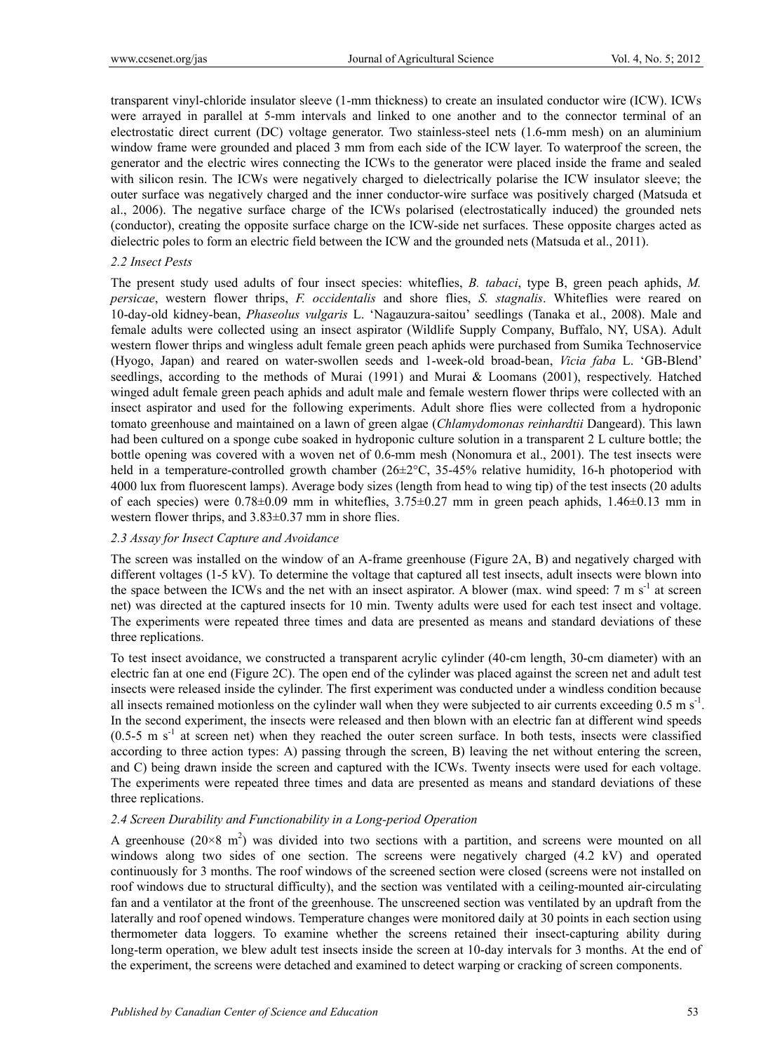transparent vinyl-chloride insulator sleeve (1-mm thickness) to create an insulated conductor wire (ICW). ICWs were arrayed in parallel at 5-mm intervals and linked to one another and to the connector terminal of an electrostatic direct current (DC) voltage generator. Two stainless-steel nets (1.6-mm mesh) on an aluminium window frame were grounded and placed 3 mm from each side of the ICW layer. To waterproof the screen, the generator and the electric wires connecting the ICWs to the generator were placed inside the frame and sealed with silicon resin. The ICWs were negatively charged to dielectrically polarise the ICW insulator sleeve; the outer surface was negatively charged and the inner conductor-wire surface was positively charged (Matsuda et al., 2006). The negative surface charge of the ICWs polarised (electrostatically induced) the grounded nets (conductor), creating the opposite surface charge on the ICW-side net surfaces. These opposite charges acted as dielectric poles to form an electric field between the ICW and the grounded nets (Matsuda et al., 2011).

### 2.2 Insect Pests

The present study used adults of four insect species: whiteflies, *B. tabaci*, type B, green peach aphids, *M. persicae*, western flower thrips, *F. occidentalis* and shore flies, *S. stagnalis*. Whiteflies were reared on 10-day-old kidney-bean, *Phaseolus vulgaris* L. 'Nagauzura-saitou' seedlings (Tanaka et al., 2008). Male and female adults were collected using an insect aspirator (Wildlife Supply Company, Buffalo, NY, USA). Adult western flower thrips and wingless adult female green peach aphids were purchased from Sumika Technoservice (Hyogo, Japan) and reared on water-swollen seeds and 1-week-old broad-bean, *Vicia faba* L. 'GB-Blend' seedlings, according to the methods of Murai (1991) and Murai & Loomans (2001), respectively. Hatched winged adult female green peach aphids and adult male and female western flower thrips were collected with an insect aspirator and used for the following experiments. Adult shore flies were collected from a hydroponic tomato greenhouse and maintained on a lawn of green algae (*Chlamydomonas reinhardtii* Dangeard). This lawn had been cultured on a sponge cube soaked in hydroponic culture solution in a transparent 2 L culture bottle; the bottle opening was covered with a woven net of 0.6-mm mesh (Nonomura et al., 2001). The test insects were held in a temperature-controlled growth chamber (26±2°C, 35-45% relative humidity, 16-h photoperiod with 4000 lux from fluorescent lamps). Average body sizes (length from head to wing tip) of the test insects (20 adults of each species) were 0.78±0.09 mm in whiteflies, 3.75±0.27 mm in green peach aphids, 1.46±0.13 mm in western flower thrips, and 3.83±0.37 mm in shore flies.

### 2.3 Assay for Insect Capture and Avoidance

The screen was installed on the window of an A-frame greenhouse (Figure 2A, B) and negatively charged with different voltages (1-5 kV). To determine the voltage that captured all test insects, adult insects were blown into the space between the ICWs and the net with an insect aspirator. A blower (max. wind speed: 7 m $s^{-1}$ at screen net) was directed at the captured insects for 10 min. Twenty adults were used for each test insect and voltage. The experiments were repeated three times and data are presented as means and standard deviations of these three replications.

To test insect avoidance, we constructed a transparent acrylic cylinder (40-cm length, 30-cm diameter) with an electric fan at one end (Figure 2C). The open end of the cylinder was placed against the screen net and adult test insects were released inside the cylinder. The first experiment was conducted under a windless condition because all insects remained motionless on the cylinder wall when they were subjected to air currents exceeding 0.5 m $s^{-1}$. In the second experiment, the insects were released and then blown with an electric fan at different wind speeds (0.5-5 m $s^{-1}$ at screen net) when they reached the outer screen surface. In both tests, insects were classified according to three action types: A) passing through the screen, B) leaving the net without entering the screen, and C) being drawn inside the screen and captured with the ICWs. Twenty insects were used for each voltage. The experiments were repeated three times and data are presented as means and standard deviations of these three replications.

### 2.4 Screen Durability and Functionability in a Long-period Operation

A greenhouse (20×8 $m^2$) was divided into two sections with a partition, and screens were mounted on all windows along two sides of one section. The screens were negatively charged (4.2 kV) and operated continuously for 3 months. The roof windows of the screened section were closed (screens were not installed on roof windows due to structural difficulty), and the section was ventilated with a ceiling-mounted air-circulating fan and a ventilator at the front of the greenhouse. The unscreened section was ventilated by an updraft from the laterally and roof opened windows. Temperature changes were monitored daily at 30 points in each section using thermometer data loggers. To examine whether the screens retained their insect-capturing ability during long-term operation, we blew adult test insects inside the screen at 10-day intervals for 3 months. At the end of the experiment, the screens were detached and examined to detect warping or cracking of screen components.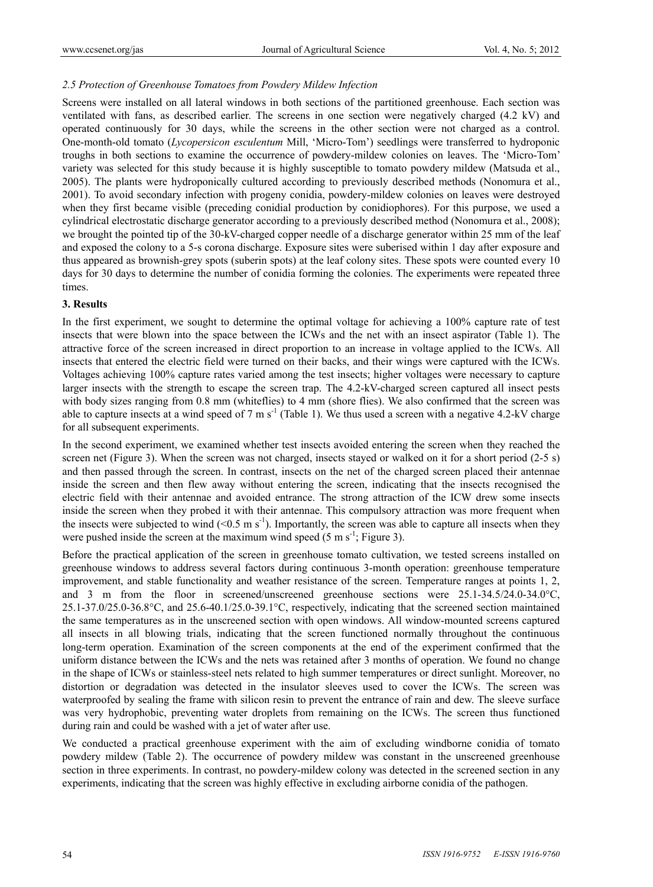### *2.5 Protection of Greenhouse Tomatoes from Powdery Mildew Infection*

Screens were installed on all lateral windows in both sections of the partitioned greenhouse. Each section was ventilated with fans, as described earlier. The screens in one section were negatively charged (4.2 kV) and operated continuously for 30 days, while the screens in the other section were not charged as a control. One-month-old tomato (*Lycopersicon esculentum* Mill, 'Micro-Tom') seedlings were transferred to hydroponic troughs in both sections to examine the occurrence of powdery-mildew colonies on leaves. The 'Micro-Tom' variety was selected for this study because it is highly susceptible to tomato powdery mildew (Matsuda et al., 2005). The plants were hydroponically cultured according to previously described methods (Nonomura et al., 2001). To avoid secondary infection with progeny conidia, powdery-mildew colonies on leaves were destroyed when they first became visible (preceding conidial production by conidiophores). For this purpose, we used a cylindrical electrostatic discharge generator according to a previously described method (Nonomura et al., 2008); we brought the pointed tip of the 30-kV-charged copper needle of a discharge generator within 25 mm of the leaf and exposed the colony to a 5-s corona discharge. Exposure sites were suberised within 1 day after exposure and thus appeared as brownish-grey spots (suberin spots) at the leaf colony sites. These spots were counted every 10 days for 30 days to determine the number of conidia forming the colonies. The experiments were repeated three times.

## 3. Results

In the first experiment, we sought to determine the optimal voltage for achieving a 100% capture rate of test insects that were blown into the space between the ICWs and the net with an insect aspirator (Table 1). The attractive force of the screen increased in direct proportion to an increase in voltage applied to the ICWs. All insects that entered the electric field were turned on their backs, and their wings were captured with the ICWs. Voltages achieving 100% capture rates varied among the test insects; higher voltages were necessary to capture larger insects with the strength to escape the screen trap. The 4.2-kV-charged screen captured all insect pests with body sizes ranging from 0.8 mm (whiteflies) to 4 mm (shore flies). We also confirmed that the screen was able to capture insects at a wind speed of 7 m $s^{-1}$ (Table 1). We thus used a screen with a negative 4.2-kV charge for all subsequent experiments.

In the second experiment, we examined whether test insects avoided entering the screen when they reached the screen net (Figure 3). When the screen was not charged, insects stayed or walked on it for a short period (2-5 s) and then passed through the screen. In contrast, insects on the net of the charged screen placed their antennae inside the screen and then flew away without entering the screen, indicating that the insects recognised the electric field with their antennae and avoided entrance. The strong attraction of the ICW drew some insects inside the screen when they probed it with their antennae. This compulsory attraction was more frequent when the insects were subjected to wind (<0.5 m $s^{-1}$). Importantly, the screen was able to capture all insects when they were pushed inside the screen at the maximum wind speed (5 m $s^{-1}$; Figure 3).

Before the practical application of the screen in greenhouse tomato cultivation, we tested screens installed on greenhouse windows to address several factors during continuous 3-month operation: greenhouse temperature improvement, and stable functionality and weather resistance of the screen. Temperature ranges at points 1, 2, and 3 m from the floor in screened/unscreened greenhouse sections were 25.1-34.5/24.0-34.0°C, 25.1-37.0/25.0-36.8°C, and 25.6-40.1/25.0-39.1°C, respectively, indicating that the screened section maintained the same temperatures as in the unscreened section with open windows. All window-mounted screens captured all insects in all blowing trials, indicating that the screen functioned normally throughout the continuous long-term operation. Examination of the screen components at the end of the experiment confirmed that the uniform distance between the ICWs and the nets was retained after 3 months of operation. We found no change in the shape of ICWs or stainless-steel nets related to high summer temperatures or direct sunlight. Moreover, no distortion or degradation was detected in the insulator sleeves used to cover the ICWs. The screen was waterproofed by sealing the frame with silicon resin to prevent the entrance of rain and dew. The sleeve surface was very hydrophobic, preventing water droplets from remaining on the ICWs. The screen thus functioned during rain and could be washed with a jet of water after use.

We conducted a practical greenhouse experiment with the aim of excluding windborne conidia of tomato powdery mildew (Table 2). The occurrence of powdery mildew was constant in the unscreened greenhouse section in three experiments. In contrast, no powdery-mildew colony was detected in the screened section in any experiments, indicating that the screen was highly effective in excluding airborne conidia of the pathogen.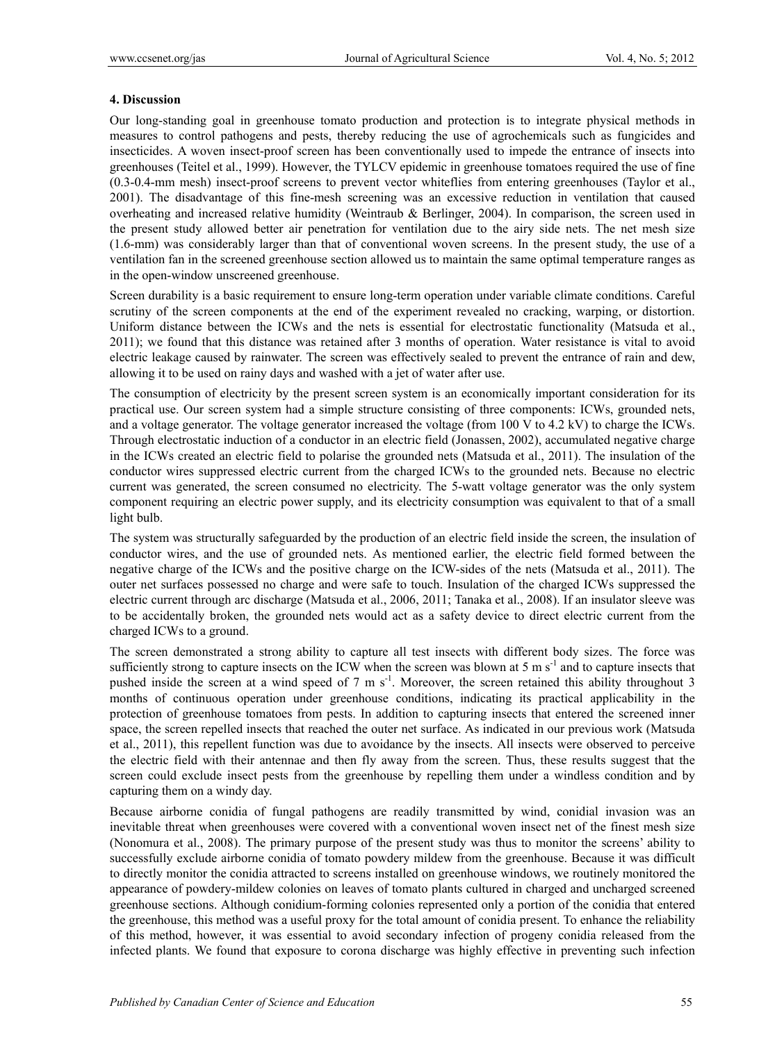## 4. Discussion

Our long-standing goal in greenhouse tomato production and protection is to integrate physical methods in measures to control pathogens and pests, thereby reducing the use of agrochemicals such as fungicides and insecticides. A woven insect-proof screen has been conventionally used to impede the entrance of insects into greenhouses (Teitel et al., 1999). However, the TYLCV epidemic in greenhouse tomatoes required the use of fine (0.3-0.4-mm mesh) insect-proof screens to prevent vector whiteflies from entering greenhouses (Taylor et al., 2001). The disadvantage of this fine-mesh screening was an excessive reduction in ventilation that caused overheating and increased relative humidity (Weintraub & Berlinger, 2004). In comparison, the screen used in the present study allowed better air penetration for ventilation due to the airy side nets. The net mesh size (1.6-mm) was considerably larger than that of conventional woven screens. In the present study, the use of a ventilation fan in the screened greenhouse section allowed us to maintain the same optimal temperature ranges as in the open-window unscreened greenhouse.

Screen durability is a basic requirement to ensure long-term operation under variable climate conditions. Careful scrutiny of the screen components at the end of the experiment revealed no cracking, warping, or distortion. Uniform distance between the ICWs and the nets is essential for electrostatic functionality (Matsuda et al., 2011); we found that this distance was retained after 3 months of operation. Water resistance is vital to avoid electric leakage caused by rainwater. The screen was effectively sealed to prevent the entrance of rain and dew, allowing it to be used on rainy days and washed with a jet of water after use.

The consumption of electricity by the present screen system is an economically important consideration for its practical use. Our screen system had a simple structure consisting of three components: ICWs, grounded nets, and a voltage generator. The voltage generator increased the voltage (from 100 V to 4.2 kV) to charge the ICWs. Through electrostatic induction of a conductor in an electric field (Jonassen, 2002), accumulated negative charge in the ICWs created an electric field to polarise the grounded nets (Matsuda et al., 2011). The insulation of the conductor wires suppressed electric current from the charged ICWs to the grounded nets. Because no electric current was generated, the screen consumed no electricity. The 5-watt voltage generator was the only system component requiring an electric power supply, and its electricity consumption was equivalent to that of a small light bulb.

The system was structurally safeguarded by the production of an electric field inside the screen, the insulation of conductor wires, and the use of grounded nets. As mentioned earlier, the electric field formed between the negative charge of the ICWs and the positive charge on the ICW-sides of the nets (Matsuda et al., 2011). The outer net surfaces possessed no charge and were safe to touch. Insulation of the charged ICWs suppressed the electric current through arc discharge (Matsuda et al., 2006, 2011; Tanaka et al., 2008). If an insulator sleeve was to be accidentally broken, the grounded nets would act as a safety device to direct electric current from the charged ICWs to a ground.

The screen demonstrated a strong ability to capture all test insects with different body sizes. The force was sufficiently strong to capture insects on the ICW when the screen was blown at 5 m $s^{-1}$ and to capture insects that pushed inside the screen at a wind speed of 7 m $s^{-1}$. Moreover, the screen retained this ability throughout 3 months of continuous operation under greenhouse conditions, indicating its practical applicability in the protection of greenhouse tomatoes from pests. In addition to capturing insects that entered the screened inner space, the screen repelled insects that reached the outer net surface. As indicated in our previous work (Matsuda et al., 2011), this repellent function was due to avoidance by the insects. All insects were observed to perceive the electric field with their antennae and then fly away from the screen. Thus, these results suggest that the screen could exclude insect pests from the greenhouse by repelling them under a windless condition and by capturing them on a windy day.

Because airborne conidia of fungal pathogens are readily transmitted by wind, conidial invasion was an inevitable threat when greenhouses were covered with a conventional woven insect net of the finest mesh size (Nonomura et al., 2008). The primary purpose of the present study was thus to monitor the screens' ability to successfully exclude airborne conidia of tomato powdery mildew from the greenhouse. Because it was difficult to directly monitor the conidia attracted to screens installed on greenhouse windows, we routinely monitored the appearance of powdery-mildew colonies on leaves of tomato plants cultured in charged and uncharged screened greenhouse sections. Although conidium-forming colonies represented only a portion of the conidia that entered the greenhouse, this method was a useful proxy for the total amount of conidia present. To enhance the reliability of this method, however, it was essential to avoid secondary infection of progeny conidia released from the infected plants. We found that exposure to corona discharge was highly effective in preventing such infection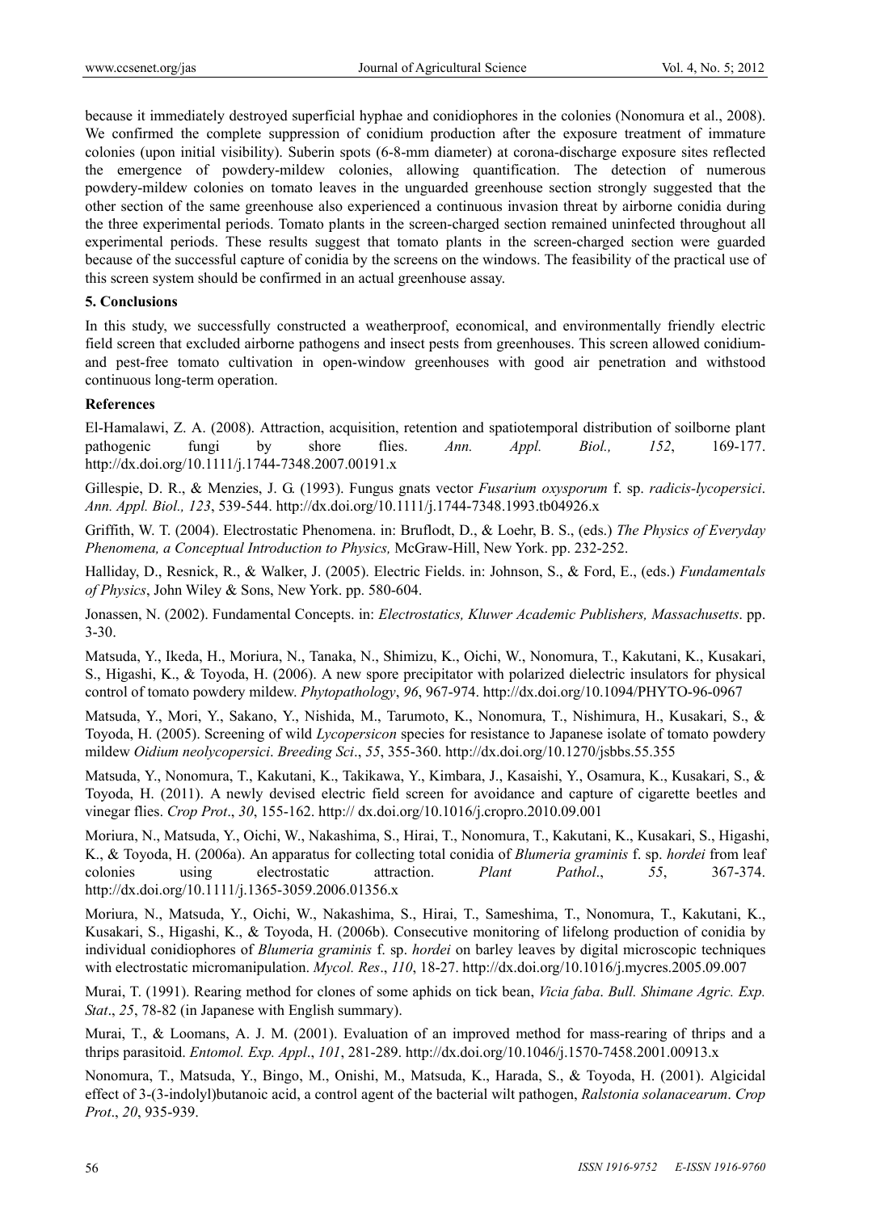because it immediately destroyed superficial hyphae and conidiophores in the colonies (Nonomura et al., 2008). We confirmed the complete suppression of conidium production after the exposure treatment of immature colonies (upon initial visibility). Suberin spots (6-8-mm diameter) at corona-discharge exposure sites reflected the emergence of powdery-mildew colonies, allowing quantification. The detection of numerous powdery-mildew colonies on tomato leaves in the unguarded greenhouse section strongly suggested that the other section of the same greenhouse also experienced a continuous invasion threat by airborne conidia during the three experimental periods. Tomato plants in the screen-charged section remained uninfected throughout all experimental periods. These results suggest that tomato plants in the screen-charged section were guarded because of the successful capture of conidia by the screens on the windows. The feasibility of the practical use of this screen system should be confirmed in an actual greenhouse assay.

## 5. Conclusions

In this study, we successfully constructed a weatherproof, economical, and environmentally friendly electric field screen that excluded airborne pathogens and insect pests from greenhouses. This screen allowed conidium- and pest-free tomato cultivation in open-window greenhouses with good air penetration and withstood continuous long-term operation.

## References

El-Hamalawi, Z. A. (2008). Attraction, acquisition, retention and spatiotemporal distribution of soilborne plant pathogenic fungi by shore flies. *Ann. Appl. Biol., 152*, 169-177. http://dx.doi.org/10.1111/j.1744-7348.2007.00191.x

Gillespie, D. R., & Menzies, J. G. (1993). Fungus gnats vector *Fusarium oxysporum* f. sp. *radicis-lycopersici*. *Ann. Appl. Biol., 123*, 539-544. http://dx.doi.org/10.1111/j.1744-7348.1993.tb04926.x

Griffith, W. T. (2004). Electrostatic Phenomena. in: Bruflodt, D., & Loehr, B. S., (eds.) *The Physics of Everyday Phenomena, a Conceptual Introduction to Physics,* McGraw-Hill, New York. pp. 232-252.

Halliday, D., Resnick, R., & Walker, J. (2005). Electric Fields. in: Johnson, S., & Ford, E., (eds.) *Fundamentals of Physics*, John Wiley & Sons, New York. pp. 580-604.

Jonassen, N. (2002). Fundamental Concepts. in: *Electrostatics, Kluwer Academic Publishers, Massachusetts*. pp. 3-30.

Matsuda, Y., Ikeda, H., Moriura, N., Tanaka, N., Shimizu, K., Oichi, W., Nonomura, T., Kakutani, K., Kusakari, S., Higashi, K., & Toyoda, H. (2006). A new spore precipitator with polarized dielectric insulators for physical control of tomato powdery mildew. *Phytopathology*, *96*, 967-974. http://dx.doi.org/10.1094/PHYTO-96-0967

Matsuda, Y., Mori, Y., Sakano, Y., Nishida, M., Tarumoto, K., Nonomura, T., Nishimura, H., Kusakari, S., & Toyoda, H. (2005). Screening of wild *Lycopersicon* species for resistance to Japanese isolate of tomato powdery mildew *Oidium neolycopersici*. *Breeding Sci*., *55*, 355-360. http://dx.doi.org/10.1270/jsbbs.55.355

Matsuda, Y., Nonomura, T., Kakutani, K., Takikawa, Y., Kimbara, J., Kasaishi, Y., Osamura, K., Kusakari, S., & Toyoda, H. (2011). A newly devised electric field screen for avoidance and capture of cigarette beetles and vinegar flies. *Crop Prot*., *30*, 155-162. http:// dx.doi.org/10.1016/j.cropro.2010.09.001

Moriura, N., Matsuda, Y., Oichi, W., Nakashima, S., Hirai, T., Nonomura, T., Kakutani, K., Kusakari, S., Higashi, K., & Toyoda, H. (2006a). An apparatus for collecting total conidia of *Blumeria graminis* f. sp. *hordei* from leaf colonies using electrostatic attraction. *Plant Pathol*., *55*, 367-374. http://dx.doi.org/10.1111/j.1365-3059.2006.01356.x

Moriura, N., Matsuda, Y., Oichi, W., Nakashima, S., Hirai, T., Sameshima, T., Nonomura, T., Kakutani, K., Kusakari, S., Higashi, K., & Toyoda, H. (2006b). Consecutive monitoring of lifelong production of conidia by individual conidiophores of *Blumeria graminis* f. sp. *hordei* on barley leaves by digital microscopic techniques with electrostatic micromanipulation. *Mycol. Res*., *110*, 18-27. http://dx.doi.org/10.1016/j.mycres.2005.09.007

Murai, T. (1991). Rearing method for clones of some aphids on tick bean, *Vicia faba*. *Bull. Shimane Agric. Exp. Stat*., *25*, 78-82 (in Japanese with English summary).

Murai, T., & Loomans, A. J. M. (2001). Evaluation of an improved method for mass-rearing of thrips and a thrips parasitoid. *Entomol. Exp. Appl*., *101*, 281-289. http://dx.doi.org/10.1046/j.1570-7458.2001.00913.x

Nonomura, T., Matsuda, Y., Bingo, M., Onishi, M., Matsuda, K., Harada, S., & Toyoda, H. (2001). Algicidal effect of 3-(3-indolyl)butanoic acid, a control agent of the bacterial wilt pathogen, *Ralstonia solanacearum*. *Crop Prot*., *20*, 935-939.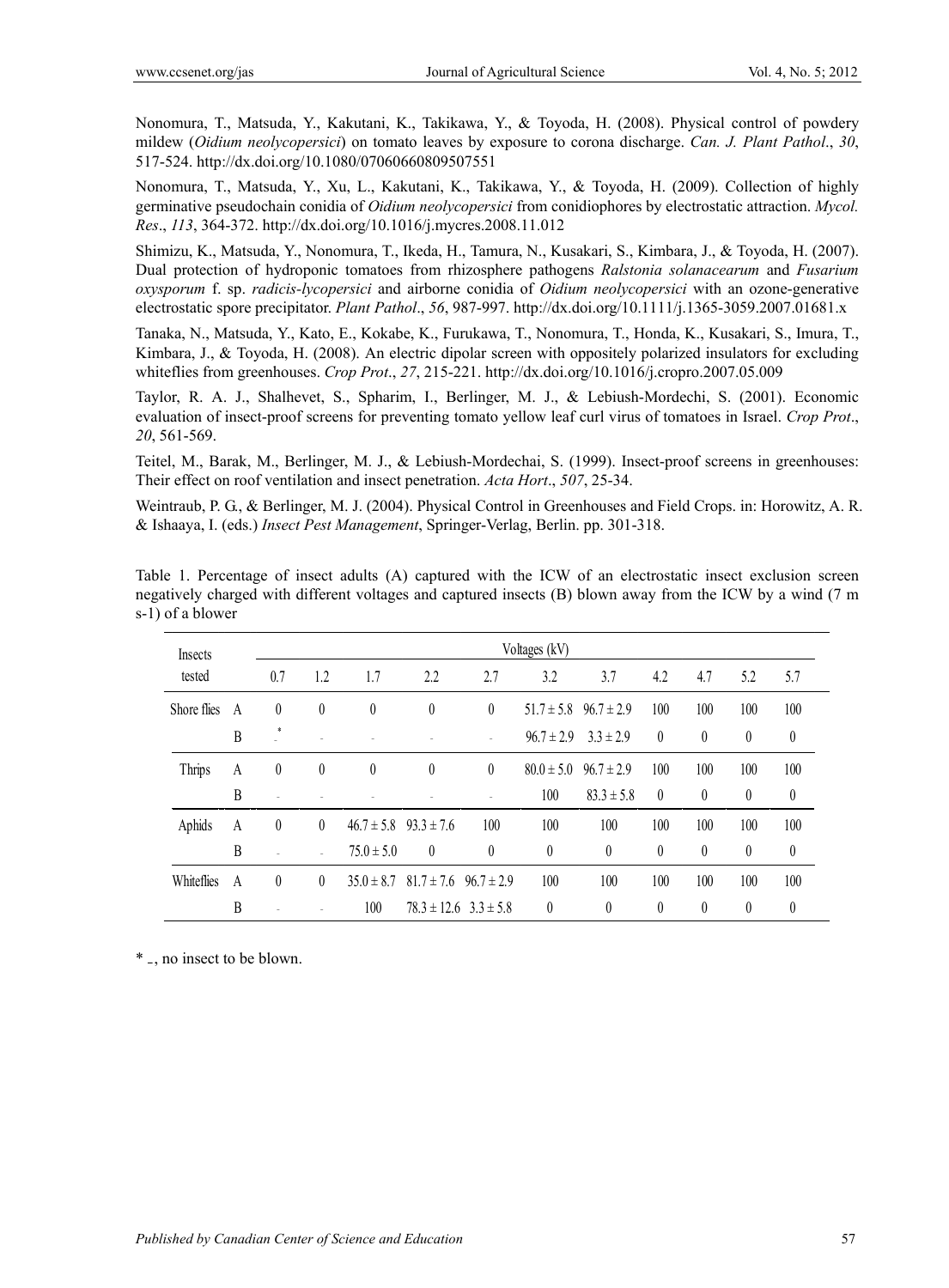Nonomura, T., Matsuda, Y., Kakutani, K., Takikawa, Y., & Toyoda, H. (2008). Physical control of powdery mildew (*Oidium neolycopersici*) on tomato leaves by exposure to corona discharge. *Can. J. Plant Pathol*., *30*, 517-524. http://dx.doi.org/10.1080/07060660809507551

Nonomura, T., Matsuda, Y., Xu, L., Kakutani, K., Takikawa, Y., & Toyoda, H. (2009). Collection of highly germinative pseudochain conidia of *Oidium neolycopersici* from conidiophores by electrostatic attraction. *Mycol. Res*., *113*, 364-372. http://dx.doi.org/10.1016/j.mycres.2008.11.012

Shimizu, K., Matsuda, Y., Nonomura, T., Ikeda, H., Tamura, N., Kusakari, S., Kimbara, J., & Toyoda, H. (2007). Dual protection of hydroponic tomatoes from rhizosphere pathogens *Ralstonia solanacearum* and *Fusarium oxysporum* f. sp. *radicis-lycopersici* and airborne conidia of *Oidium neolycopersici* with an ozone-generative electrostatic spore precipitator. *Plant Pathol*., *56*, 987-997. http://dx.doi.org/10.1111/j.1365-3059.2007.01681.x

Tanaka, N., Matsuda, Y., Kato, E., Kokabe, K., Furukawa, T., Nonomura, T., Honda, K., Kusakari, S., Imura, T., Kimbara, J., & Toyoda, H. (2008). An electric dipolar screen with oppositely polarized insulators for excluding whiteflies from greenhouses. *Crop Prot*., *27*, 215-221. http://dx.doi.org/10.1016/j.cropro.2007.05.009

Taylor, R. A. J., Shalhevet, S., Spharim, I., Berlinger, M. J., & Lebiush-Mordechi, S. (2001). Economic evaluation of insect-proof screens for preventing tomato yellow leaf curl virus of tomatoes in Israel. *Crop Prot*., *20*, 561-569.

Teitel, M., Barak, M., Berlinger, M. J., & Lebiush-Mordechai, S. (1999). Insect-proof screens in greenhouses: Their effect on roof ventilation and insect penetration. *Acta Hort*., *507*, 25-34.

Weintraub, P. G., & Berlinger, M. J. (2004). Physical Control in Greenhouses and Field Crops. in: Horowitz, A. R. & Ishaaya, I. (eds.) *Insect Pest Management*, Springer-Verlag, Berlin. pp. 301-318.

Table 1. Percentage of insect adults (A) captured with the ICW of an electrostatic insect exclusion screen negatively charged with different voltages and captured insects (B) blown away from the ICW by a wind (7 m s-1) of a blower

| Insects tested | | Voltages (kV) | | | | | | | | | | |
|---|---|---|---|---|---|---|---|---|---|---|---|---|
| | | 0.7 | 1.2 | 1.7 | 2.2 | 2.7 | 3.2 | 3.7 | 4.2 | 4.7 | 5.2 | 5.7 |
| Shore flies | A | 0 | 0 | 0 | 0 | 0 | 51.7 ± 5.8 | 96.7 ± 2.9 | 100 | 100 | 100 | 100 |
| | B | -* | - | - | - | - | 96.7 ± 2.9 | 3.3 ± 2.9 | 0 | 0 | 0 | 0 |
| Thrips | A | 0 | 0 | 0 | 0 | 0 | 80.0 ± 5.0 | 96.7 ± 2.9 | 100 | 100 | 100 | 100 |
| | B | - | - | - | - | - | 100 | 83.3 ± 5.8 | 0 | 0 | 0 | 0 |
| Aphids | A | 0 | 0 | 46.7 ± 5.8 | 93.3 ± 7.6 | 100 | 100 | 100 | 100 | 100 | 100 | 100 |
| | B | - | - | 75.0 ± 5.0 | 0 | 0 | 0 | 0 | 0 | 0 | 0 | 0 |
| Whiteflies | A | 0 | 0 | 35.0 ± 8.7 | 81.7 ± 7.6 | 96.7 ± 2.9 | 100 | 100 | 100 | 100 | 100 | 100 |
| | B | - | - | 100 | 78.3 ± 12.6 | 3.3 ± 5.8 | 0 | 0 | 0 | 0 | 0 | 0 |

* -, no insect to be blown.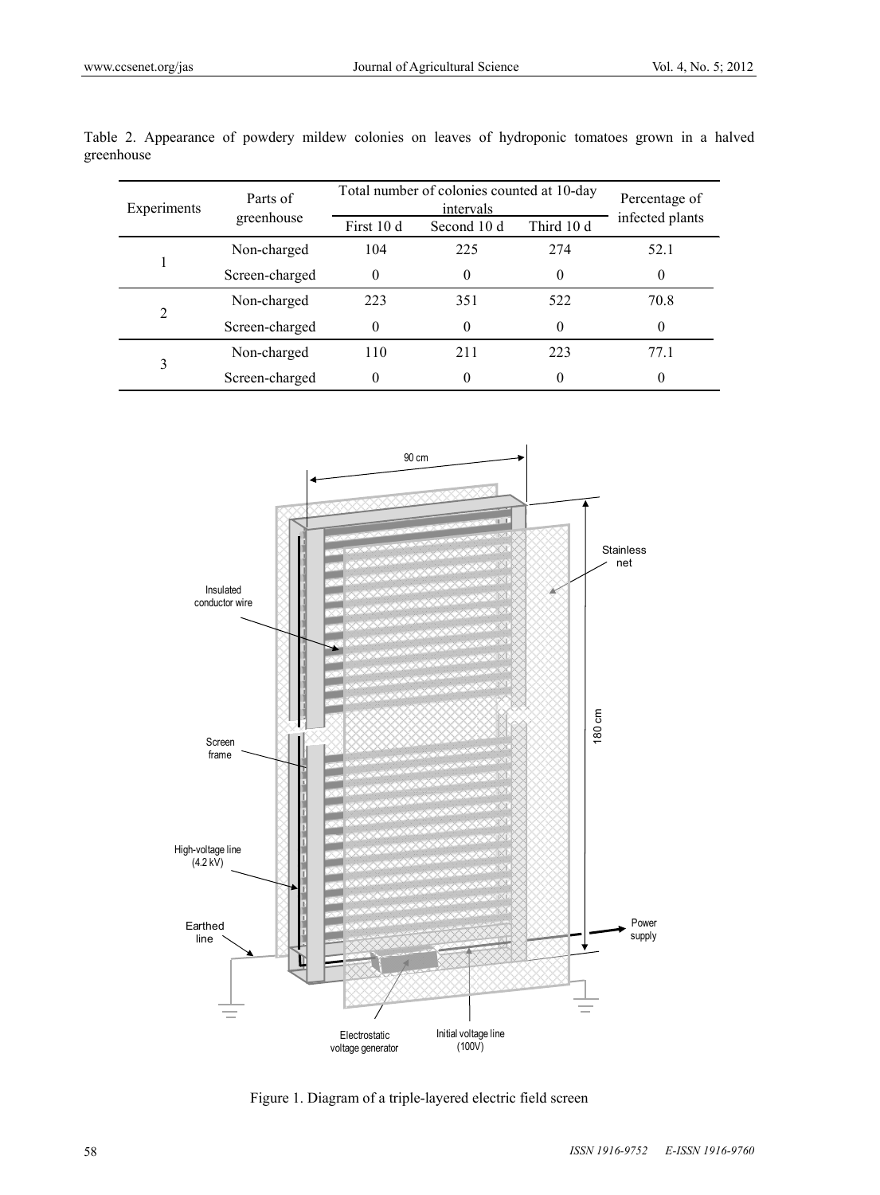Table 2. Appearance of powdery mildew colonies on leaves of hydroponic tomatoes grown in a halved greenhouse

| Experiments | Parts of greenhouse | Total number of colonies counted at 10-day intervals | | | Percentage of infected plants |
|---|---|---|---|---|---|
| | | First 10 d | Second 10 d | Third 10 d | |
| 1 | Non-charged | 104 | 225 | 274 | 52.1 |
| | Screen-charged | 0 | 0 | 0 | 0 |
| 2 | Non-charged | 223 | 351 | 522 | 70.8 |
| | Screen-charged | 0 | 0 | 0 | 0 |
| 3 | Non-charged | 110 | 211 | 223 | 77.1 |
| | Screen-charged | 0 | 0 | 0 | 0 |

Figure 1. Diagram of a triple-layered electric field screen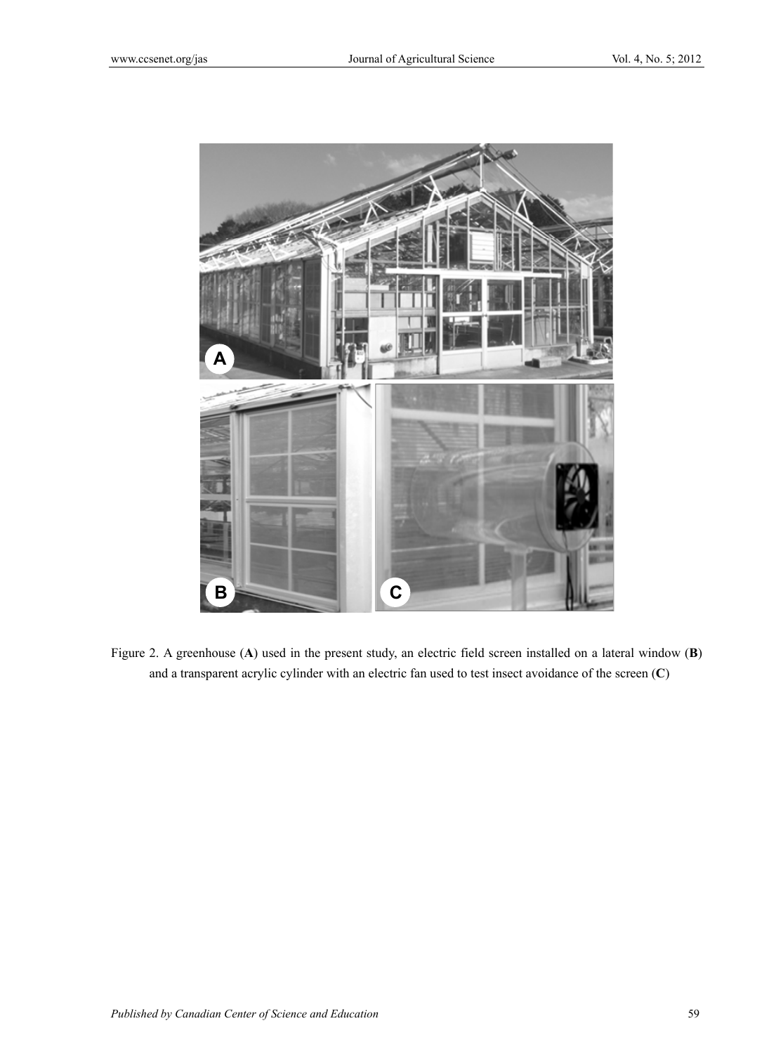Figure 2. A greenhouse (**A**) used in the present study, an electric field screen installed on a lateral window (**B**) and a transparent acrylic cylinder with an electric fan used to test insect avoidance of the screen (**C**)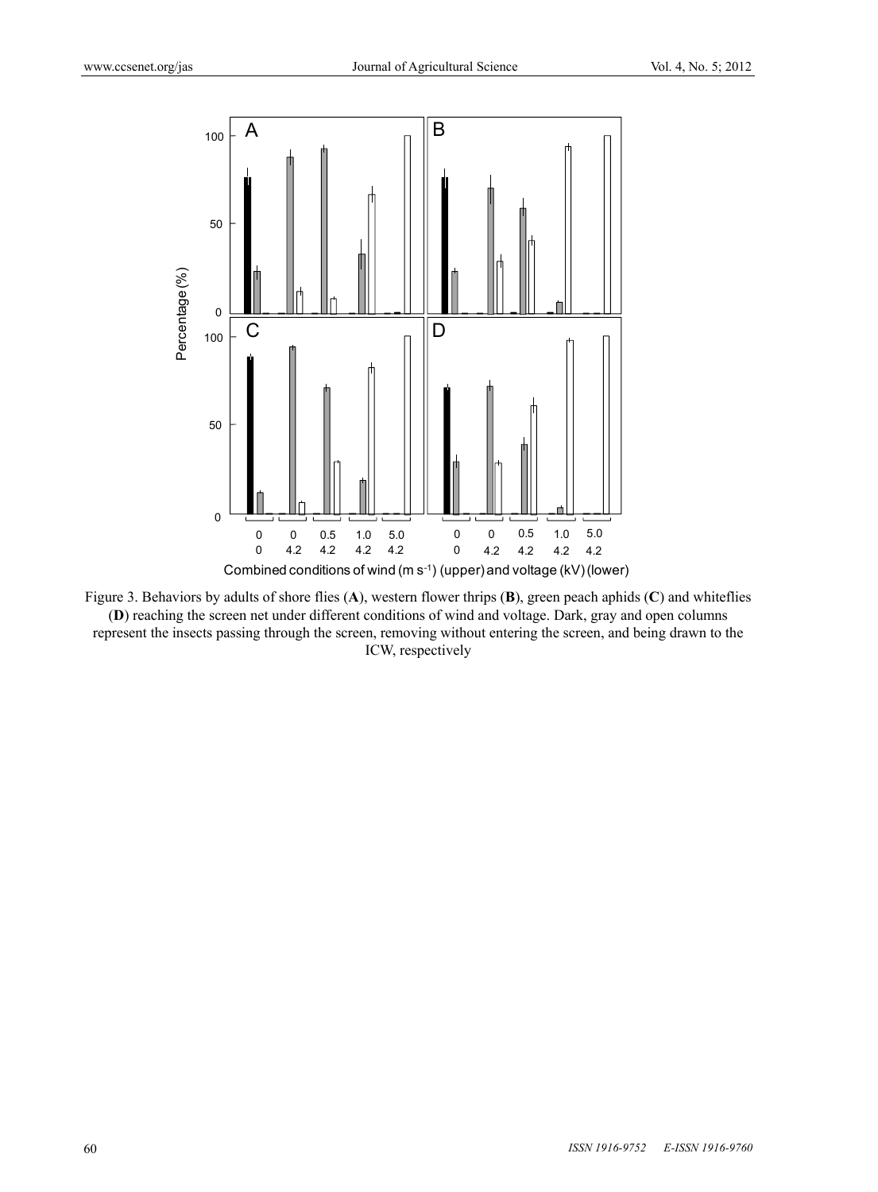A

B

C

D

100

50

0

100

50

0

Percentage (%)

0 0 0.5 1.0 5.0

0 4.2 4.2 4.2 4.2

0 0 0.5 1.0 5.0

0 4.2 4.2 4.2 4.2

Combined conditions of wind (m $s^{-1}$) (upper) and voltage (kV) (lower)

Figure 3. Behaviors by adults of shore flies (**A**), western flower thrips (**B**), green peach aphids (**C**) and whiteflies (**D**) reaching the screen net under different conditions of wind and voltage. Dark, gray and open columns represent the insects passing through the screen, removing without entering the screen, and being drawn to the ICW, respectively